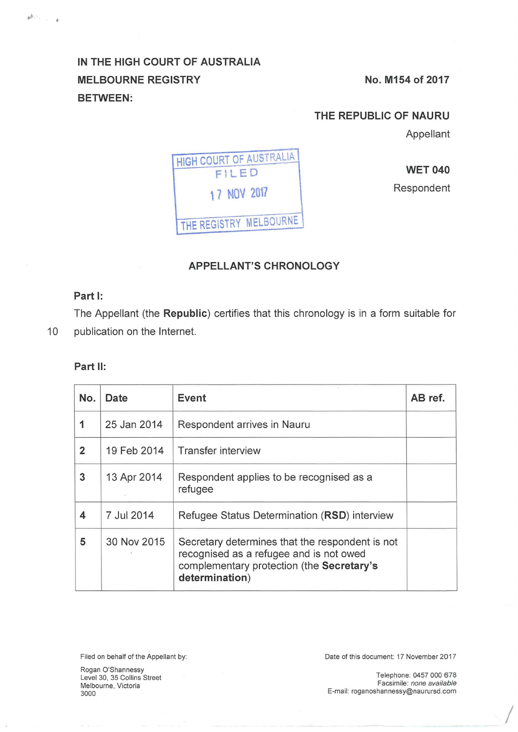IN THE HIGH COURT OF AUSTRALIA
MELBOURNE REGISTRY
BETWEEN:

No. M154 of 2017

THE REPUBLIC OF NAURU
Appellant

HIGH COURT OF AUSTRALIA
FILED
17 NOV 2017
THE REGISTRY MELBOURNE

WET 040
Respondent

## APPELLANT'S CHRONOLOGY

**Part I:**

The Appellant (the **Republic**) certifies that this chronology is in a form suitable for publication on the Internet.

**Part II:**

| No. | Date | Event | AB ref. |
|---|---|---|---|
| 1 | 25 Jan 2014 | Respondent arrives in Nauru | |
| 2 | 19 Feb 2014 | Transfer interview | |
| 3 | 13 Apr 2014 | Respondent applies to be recognised as a refugee | |
| 4 | 7 Jul 2014 | Refugee Status Determination (**RSD**) interview | |
| 5 | 30 Nov 2015 | Secretary determines that the respondent is not recognised as a refugee and is not owed complementary protection (the **Secretary's determination**) | |

Filed on behalf of the Appellant by:

Rogan O'Shannessy
Level 30, 35 Collins Street
Melbourne, Victoria
3000

Date of this document: 17 November 2017

Telephone: 0457 000 678
Facsimile: *none available*
E-mail: roganoshannessy@naurursd.com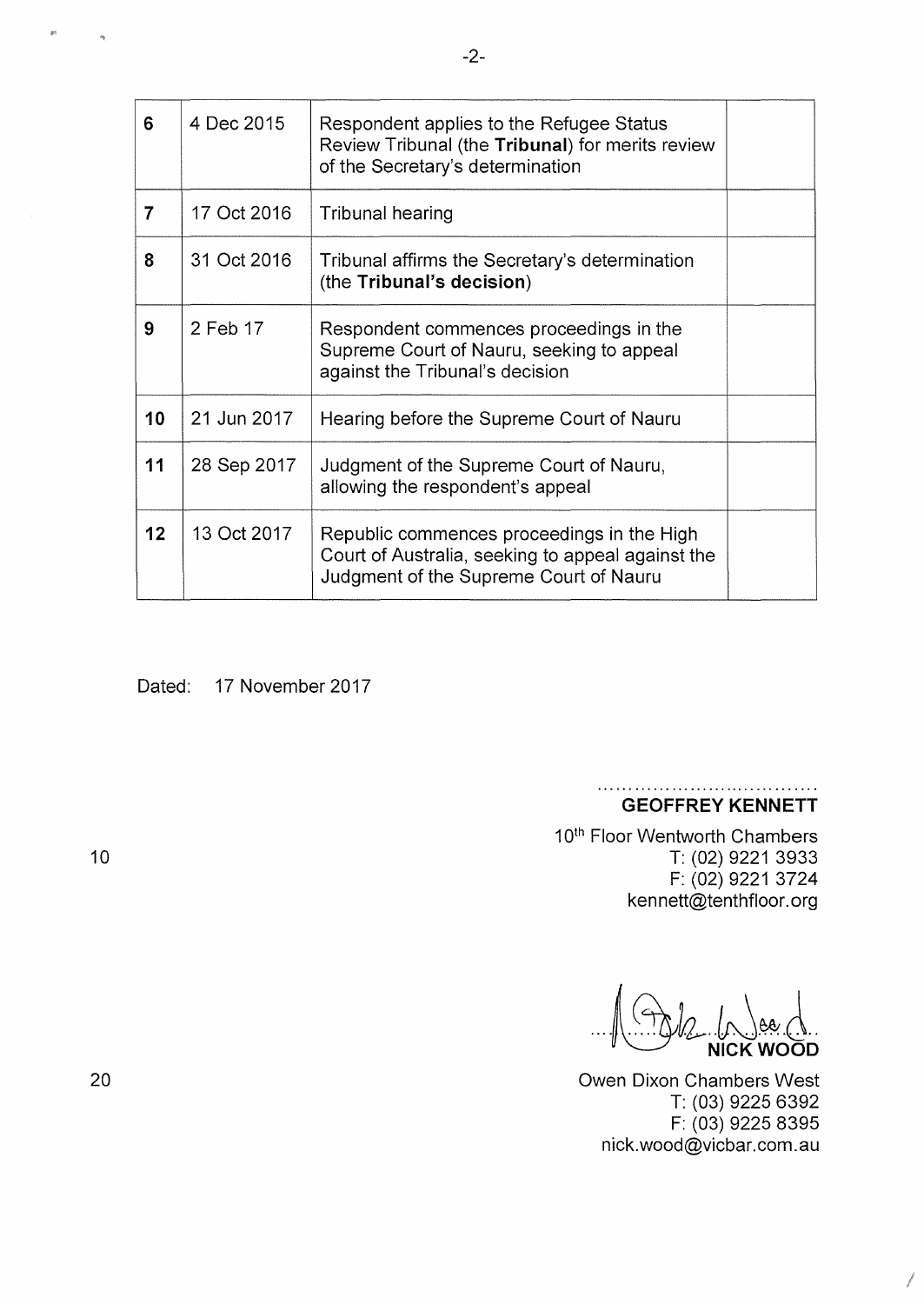| | | | |
|---|---|---|---|
| **6** | 4 Dec 2015 | Respondent applies to the Refugee Status Review Tribunal (the **Tribunal**) for merits review of the Secretary's determination | |
| **7** | 17 Oct 2016 | Tribunal hearing | |
| **8** | 31 Oct 2016 | Tribunal affirms the Secretary's determination (the **Tribunal's decision**) | |
| **9** | 2 Feb 17 | Respondent commences proceedings in the Supreme Court of Nauru, seeking to appeal against the Tribunal's decision | |
| **10** | 21 Jun 2017 | Hearing before the Supreme Court of Nauru | |
| **11** | 28 Sep 2017 | Judgment of the Supreme Court of Nauru, allowing the respondent's appeal | |
| **12** | 13 Oct 2017 | Republic commences proceedings in the High Court of Australia, seeking to appeal against the Judgment of the Supreme Court of Nauru | |

Dated: 17 November 2017

..................................

**GEOFFREY KENNETT**

10th Floor Wentworth Chambers
T: (02) 9221 3933
F: (02) 9221 3724
kennett@tenthfloor.org

**NICK WOOD**

Owen Dixon Chambers West
T: (03) 9225 6392
F: (03) 9225 8395
nick.wood@vicbar.com.au